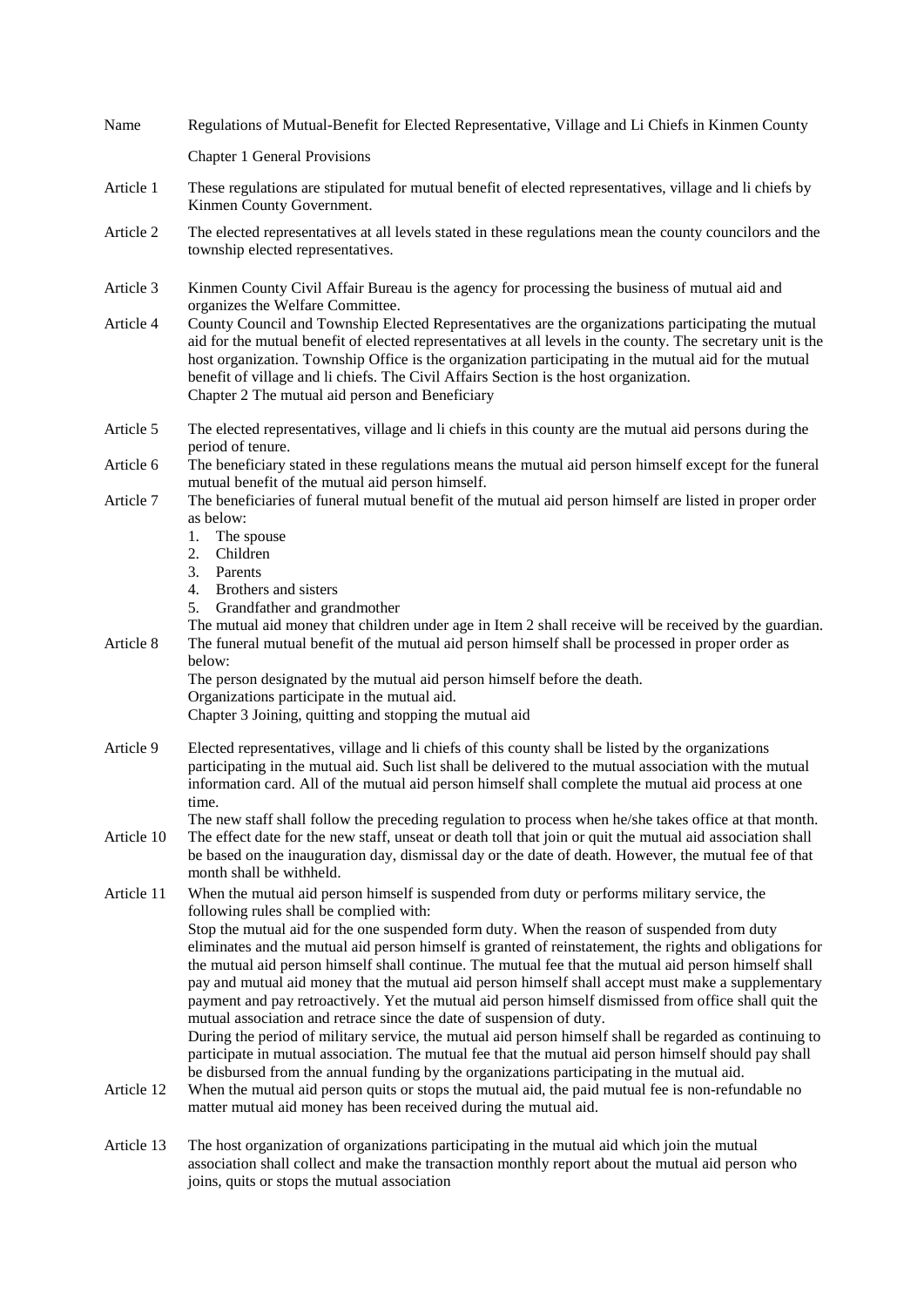Name Regulations of Mutual-Benefit for Elected Representative, Village and Li Chiefs in Kinmen County

## Chapter 1 General Provisions

Article 1 These regulations are stipulated for mutual benefit of elected representatives, village and li chiefs by Kinmen County Government.

Article 2 The elected representatives at all levels stated in these regulations mean the county councilors and the township elected representatives.

Article 3 Kinmen County Civil Affair Bureau is the agency for processing the business of mutual aid and organizes the Welfare Committee.

Article 4 County Council and Township Elected Representatives are the organizations participating the mutual aid for the mutual benefit of elected representatives at all levels in the county. The secretary unit is the host organization. Township Office is the organization participating in the mutual aid for the mutual benefit of village and li chiefs. The Civil Affairs Section is the host organization.

## Chapter 2 The mutual aid person and Beneficiary

Article 5 The elected representatives, village and li chiefs in this county are the mutual aid persons during the period of tenure.

Article 6 The beneficiary stated in these regulations means the mutual aid person himself except for the funeral mutual benefit of the mutual aid person himself.

Article 7 The beneficiaries of funeral mutual benefit of the mutual aid person himself are listed in proper order as below:

1. The spouse
2. Children
3. Parents
4. Brothers and sisters
5. Grandfather and grandmother

The mutual aid money that children under age in Item 2 shall receive will be received by the guardian.

Article 8 The funeral mutual benefit of the mutual aid person himself shall be processed in proper order as below:

The person designated by the mutual aid person himself before the death.

Organizations participate in the mutual aid.

## Chapter 3 Joining, quitting and stopping the mutual aid

Article 9 Elected representatives, village and li chiefs of this county shall be listed by the organizations participating in the mutual aid. Such list shall be delivered to the mutual association with the mutual information card. All of the mutual aid person himself shall complete the mutual aid process at one time.

The new staff shall follow the preceding regulation to process when he/she takes office at that month.

Article 10 The effect date for the new staff, unseat or death toll that join or quit the mutual aid association shall be based on the inauguration day, dismissal day or the date of death. However, the mutual fee of that month shall be withheld.

Article 11 When the mutual aid person himself is suspended from duty or performs military service, the following rules shall be complied with:

Stop the mutual aid for the one suspended form duty. When the reason of suspended from duty eliminates and the mutual aid person himself is granted of reinstatement, the rights and obligations for the mutual aid person himself shall continue. The mutual fee that the mutual aid person himself shall pay and mutual aid money that the mutual aid person himself shall accept must make a supplementary payment and pay retroactively. Yet the mutual aid person himself dismissed from office shall quit the mutual association and retrace since the date of suspension of duty.

During the period of military service, the mutual aid person himself shall be regarded as continuing to participate in mutual association. The mutual fee that the mutual aid person himself should pay shall be disbursed from the annual funding by the organizations participating in the mutual aid.

Article 12 When the mutual aid person quits or stops the mutual aid, the paid mutual fee is non-refundable no matter mutual aid money has been received during the mutual aid.

Article 13 The host organization of organizations participating in the mutual aid which join the mutual association shall collect and make the transaction monthly report about the mutual aid person who joins, quits or stops the mutual association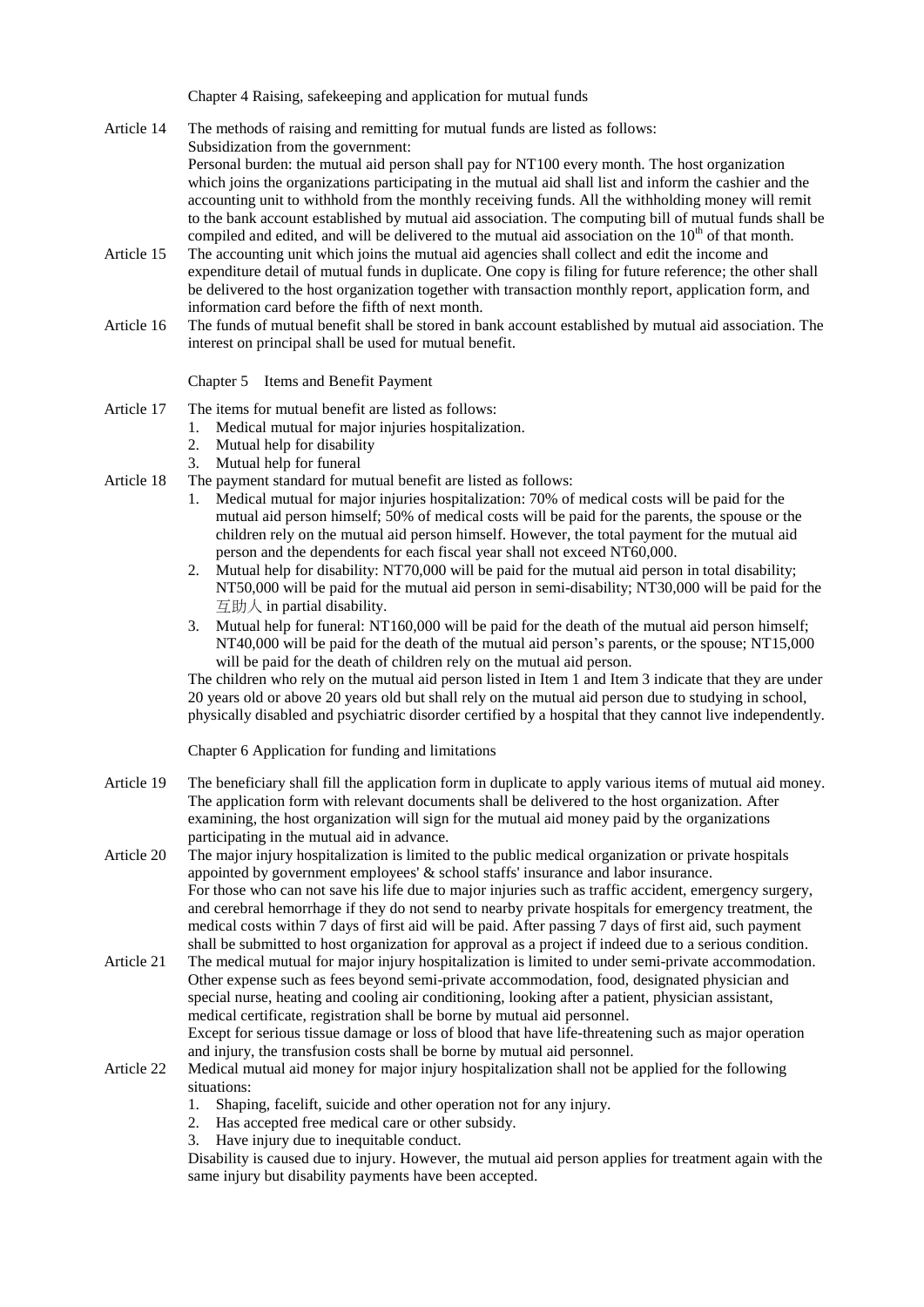## Chapter 4 Raising, safekeeping and application for mutual funds

**Article 14** The methods of raising and remitting for mutual funds are listed as follows:
Subsidization from the government:
Personal burden: the mutual aid person shall pay for NT100 every month. The host organization which joins the organizations participating in the mutual aid shall list and inform the cashier and the accounting unit to withhold from the monthly receiving funds. All the withholding money will remit to the bank account established by mutual aid association. The computing bill of mutual funds shall be compiled and edited, and will be delivered to the mutual aid association on the 10th of that month.

**Article 15** The accounting unit which joins the mutual aid agencies shall collect and edit the income and expenditure detail of mutual funds in duplicate. One copy is filing for future reference; the other shall be delivered to the host organization together with transaction monthly report, application form, and information card before the fifth of next month.

**Article 16** The funds of mutual benefit shall be stored in bank account established by mutual aid association. The interest on principal shall be used for mutual benefit.

## Chapter 5 Items and Benefit Payment

**Article 17** The items for mutual benefit are listed as follows:

1. Medical mutual for major injuries hospitalization.
2. Mutual help for disability
3. Mutual help for funeral

**Article 18** The payment standard for mutual benefit are listed as follows:

1. Medical mutual for major injuries hospitalization: 70% of medical costs will be paid for the mutual aid person himself; 50% of medical costs will be paid for the parents, the spouse or the children rely on the mutual aid person himself. However, the total payment for the mutual aid person and the dependents for each fiscal year shall not exceed NT60,000.
2. Mutual help for disability: NT70,000 will be paid for the mutual aid person in total disability; NT50,000 will be paid for the mutual aid person in semi-disability; NT30,000 will be paid for the 互助人 in partial disability.
3. Mutual help for funeral: NT160,000 will be paid for the death of the mutual aid person himself; NT40,000 will be paid for the death of the mutual aid person's parents, or the spouse; NT15,000 will be paid for the death of children rely on the mutual aid person.

The children who rely on the mutual aid person listed in Item 1 and Item 3 indicate that they are under 20 years old or above 20 years old but shall rely on the mutual aid person due to studying in school, physically disabled and psychiatric disorder certified by a hospital that they cannot live independently.

## Chapter 6 Application for funding and limitations

**Article 19** The beneficiary shall fill the application form in duplicate to apply various items of mutual aid money. The application form with relevant documents shall be delivered to the host organization. After examining, the host organization will sign for the mutual aid money paid by the organizations participating in the mutual aid in advance.

**Article 20** The major injury hospitalization is limited to the public medical organization or private hospitals appointed by government employees' & school staffs' insurance and labor insurance.
For those who can not save his life due to major injuries such as traffic accident, emergency surgery, and cerebral hemorrhage if they do not send to nearby private hospitals for emergency treatment, the medical costs within 7 days of first aid will be paid. After passing 7 days of first aid, such payment shall be submitted to host organization for approval as a project if indeed due to a serious condition.

**Article 21** The medical mutual for major injury hospitalization is limited to under semi-private accommodation. Other expense such as fees beyond semi-private accommodation, food, designated physician and special nurse, heating and cooling air conditioning, looking after a patient, physician assistant, medical certificate, registration shall be borne by mutual aid personnel.
Except for serious tissue damage or loss of blood that have life-threatening such as major operation and injury, the transfusion costs shall be borne by mutual aid personnel.

**Article 22** Medical mutual aid money for major injury hospitalization shall not be applied for the following situations:

1. Shaping, facelift, suicide and other operation not for any injury.
2. Has accepted free medical care or other subsidy.
3. Have injury due to inequitable conduct.

Disability is caused due to injury. However, the mutual aid person applies for treatment again with the same injury but disability payments have been accepted.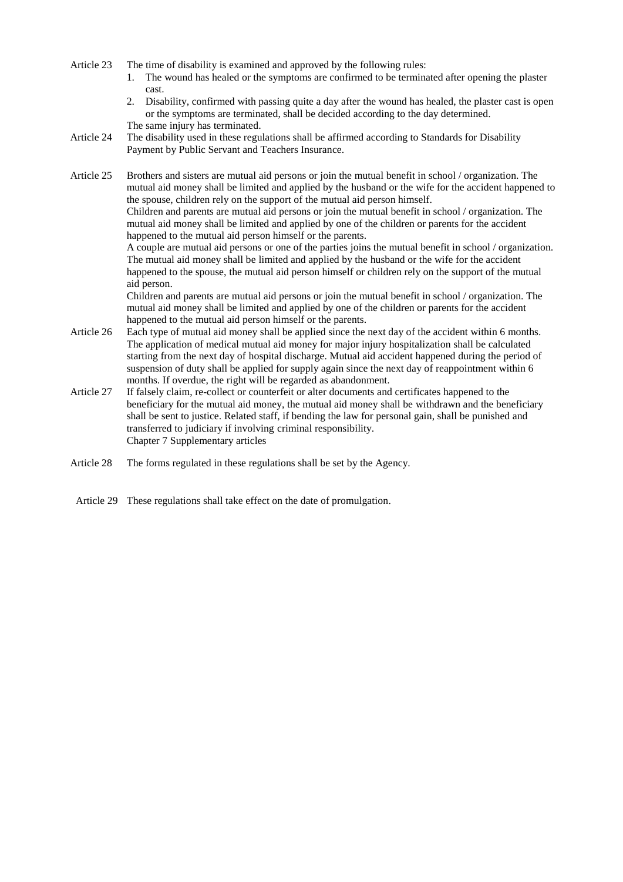Article 23 The time of disability is examined and approved by the following rules:

1. The wound has healed or the symptoms are confirmed to be terminated after opening the plaster cast.
2. Disability, confirmed with passing quite a day after the wound has healed, the plaster cast is open or the symptoms are terminated, shall be decided according to the day determined.

The same injury has terminated.

Article 24 The disability used in these regulations shall be affirmed according to Standards for Disability Payment by Public Servant and Teachers Insurance.

Article 25 Brothers and sisters are mutual aid persons or join the mutual benefit in school / organization. The mutual aid money shall be limited and applied by the husband or the wife for the accident happened to the spouse, children rely on the support of the mutual aid person himself.

Children and parents are mutual aid persons or join the mutual benefit in school / organization. The mutual aid money shall be limited and applied by one of the children or parents for the accident happened to the mutual aid person himself or the parents.

A couple are mutual aid persons or one of the parties joins the mutual benefit in school / organization. The mutual aid money shall be limited and applied by the husband or the wife for the accident happened to the spouse, the mutual aid person himself or children rely on the support of the mutual aid person.

Children and parents are mutual aid persons or join the mutual benefit in school / organization. The mutual aid money shall be limited and applied by one of the children or parents for the accident happened to the mutual aid person himself or the parents.

Article 26 Each type of mutual aid money shall be applied since the next day of the accident within 6 months. The application of medical mutual aid money for major injury hospitalization shall be calculated starting from the next day of hospital discharge. Mutual aid accident happened during the period of suspension of duty shall be applied for supply again since the next day of reappointment within 6 months. If overdue, the right will be regarded as abandonment.

Article 27 If falsely claim, re-collect or counterfeit or alter documents and certificates happened to the beneficiary for the mutual aid money, the mutual aid money shall be withdrawn and the beneficiary shall be sent to justice. Related staff, if bending the law for personal gain, shall be punished and transferred to judiciary if involving criminal responsibility.

## Chapter 7 Supplementary articles

Article 28 The forms regulated in these regulations shall be set by the Agency.

Article 29 These regulations shall take effect on the date of promulgation.